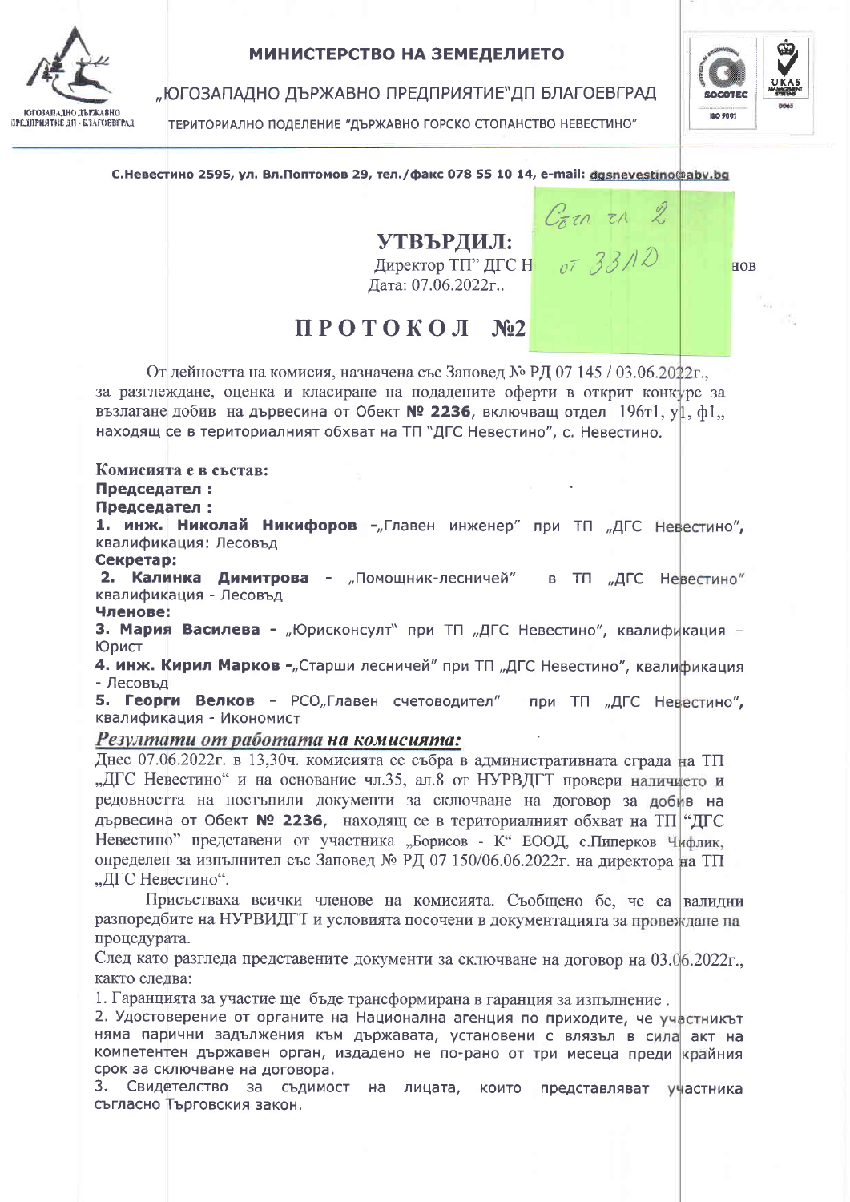**МИНИСТЕРСТВО НА ЗЕМЕДЕЛИЕТО**

„ЮГОЗАПАДНО ДЪРЖАВНО ПРЕДПРИЯТИЕ"ДП БЛАГОЕВГРАД

ТЕРИТОРИАЛНО ПОДЕЛЕНИЕ "ДЪРЖАВНО ГОРСКО СТОПАНСТВО НЕВЕСТИНО"

**С.Невестино 2595, ул. Вл.Поптомов 29, тел./факс 078 55 10 14, e-mail: dgsnevestino@abv.bg**

Съгл. чл. 2 от ЗЗЛД

## УТВЪРДИЛ:

Директор ТП" ДГС Н... нов

Дата: 07.06.2022г..

# ПРОТОКОЛ №2

От дейността на комисия, назначена със Заповед № РД 07 145 / 03.06.2022г., за разглеждане, оценка и класиране на подадените оферти в открит конкурс за възлагане добив на дървесина от Обект **№ 2236**, включващ отдел 196т1, у1, ф1,, находящ се в териториалният обхват на ТП "ДГС Невестино", с. Невестино.

**Комисията е в състав:**

**Председател :**

**Председател :**

**1. инж. Николай Никифоров** -„Главен инженер" при ТП „ДГС Невестино", квалификация: Лесовъд

**Секретар:**

**2. Калинка Димитрова** - „Помощник-лесничей" в ТП „ДГС Невестино" квалификация - Лесовъд

**Членове:**

**3. Мария Василева** - „Юрисконсулт" при ТП „ДГС Невестино", квалификация – Юрист

**4. инж. Кирил Марков** -„Старши лесничей" при ТП „ДГС Невестино", квалификация - Лесовъд

**5. Георги Велков** - РСО„Главен счетоводител" при ТП „ДГС Невестино", квалификация - Икономист

***Резултати от работата на комисията:***

Днес 07.06.2022г. в 13,30ч. комисията се събра в административната сграда на ТП „ДГС Невестино" и на основание чл.35, ал.8 от НУРВДГТ провери наличието и редовността на постъпили документи за сключване на договор за добив на дървесина от Обект **№ 2236**, находящ се в териториалният обхват на ТП "ДГС Невестино" представени от участника „Борисов - К" ЕООД, с.Пиперков Чифлик, определен за изпълнител със Заповед № РД 07 150/06.06.2022г. на директора на ТП „ДГС Невестино".

Присъстваха всички членове на комисията. Съобщено бе, че са валидни разпоредбите на НУРВИДГТ и условията посочени в документацията за провеждане на процедурата.

След като разгледа представените документи за сключване на договор на 03.06.2022г., както следва:

1. Гаранцията за участие ще бъде трансформирана в гаранция за изпълнение .
2. Удостоверение от органите на Национална агенция по приходите, че участникът няма парични задължения към държавата, установени с влязъл в сила акт на компетентен държавен орган, издадено не по-рано от три месеца преди крайния срок за сключване на договора.
3. Свидетелство за съдимост на лицата, които представляват участника съгласно Търговския закон.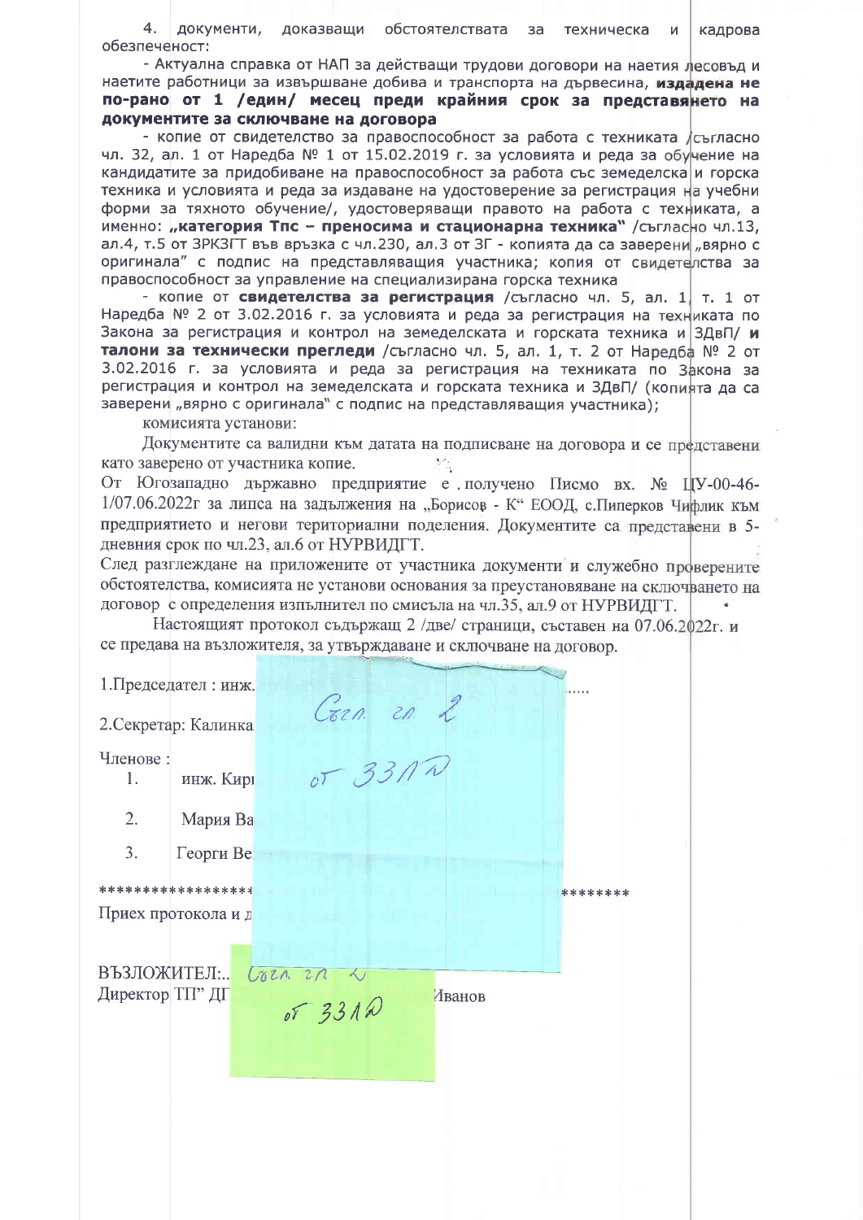4. документи, доказващи обстоятелствата за техническа и кадрова обезпеченост:

- Актуална справка от НАП за действащи трудови договори на наетия лесовъд и наетите работници за извършване добива и транспорта на дървесина, **издадена не по-рано от 1 /един/ месец преди крайния срок за представянето на документите за сключване на договора**

- копие от свидетелство за правоспособност за работа с техниката /съгласно чл. 32, ал. 1 от Наредба № 1 от 15.02.2019 г. за условията и реда за обучение на кандидатите за придобиване на правоспособност за работа със земеделска и горска техника и условията и реда за издаване на удостоверение за регистрация на учебни форми за тяхното обучение/, удостоверяващи правото на работа с техниката, а именно: **„категория Тпс – преносима и стационарна техника"** /съгласно чл.13, ал.4, т.5 от ЗРКЗГТ във връзка с чл.230, ал.3 от ЗГ - копията да са заверени „вярно с оригинала" с подпис на представляващия участника; копия от свидетелства за правоспособност за управление на специализирана горска техника

- копие от **свидетелства за регистрация** /съгласно чл. 5, ал. 1, т. 1 от Наредба № 2 от 3.02.2016 г. за условията и реда за регистрация на техниката по Закона за регистрация и контрол на земеделската и горската техника и ЗДвП/ **и талони за технически прегледи** /съгласно чл. 5, ал. 1, т. 2 от Наредба № 2 от 3.02.2016 г. за условията и реда за регистрация на техниката по Закона за регистрация и контрол на земеделската и горската техника и ЗДвП/ (копията да са заверени „вярно с оригинала" с подпис на представляващия участника);

комисията установи:

Документите са валидни към датата на подписване на договора и се представени като заверено от участника копие.

От Югозападно държавно предприятие е получено Писмо вх. № ЦУ-00-46-1/07.06.2022г за липса на задължения на „Борисов - К" ЕООД, с.Пиперков Чифлик към предприятието и негови териториални поделения. Документите са представени в 5-дневния срок по чл.23, ал.6 от НУРВИДГТ.

След разглеждане на приложените от участника документи и служебно проверените обстоятелства, комисията не установи основания за преустановяване на сключването на договор с определения изпълнител по смисъла на чл.35, ал.9 от НУРВИДГТ.

Настоящият протокол съдържащ 2 /две/ страници, съставен на 07.06.2022г. и се предава на възложителя, за утвърждаване и сключване на договор.

1.Председател : инж. ..... Съгл. чл. 2 от ЗЗЛД

2.Секретар: Калинка

Членове :

1. инж. Кир

2. Мария Ва

3. Георги Ве

***************** ********

Приех протокола и д

ВЪЗЛОЖИТЕЛ:.. Съгл. чл. 2 от ЗЗЛД

Директор ТП" ДГ Иванов